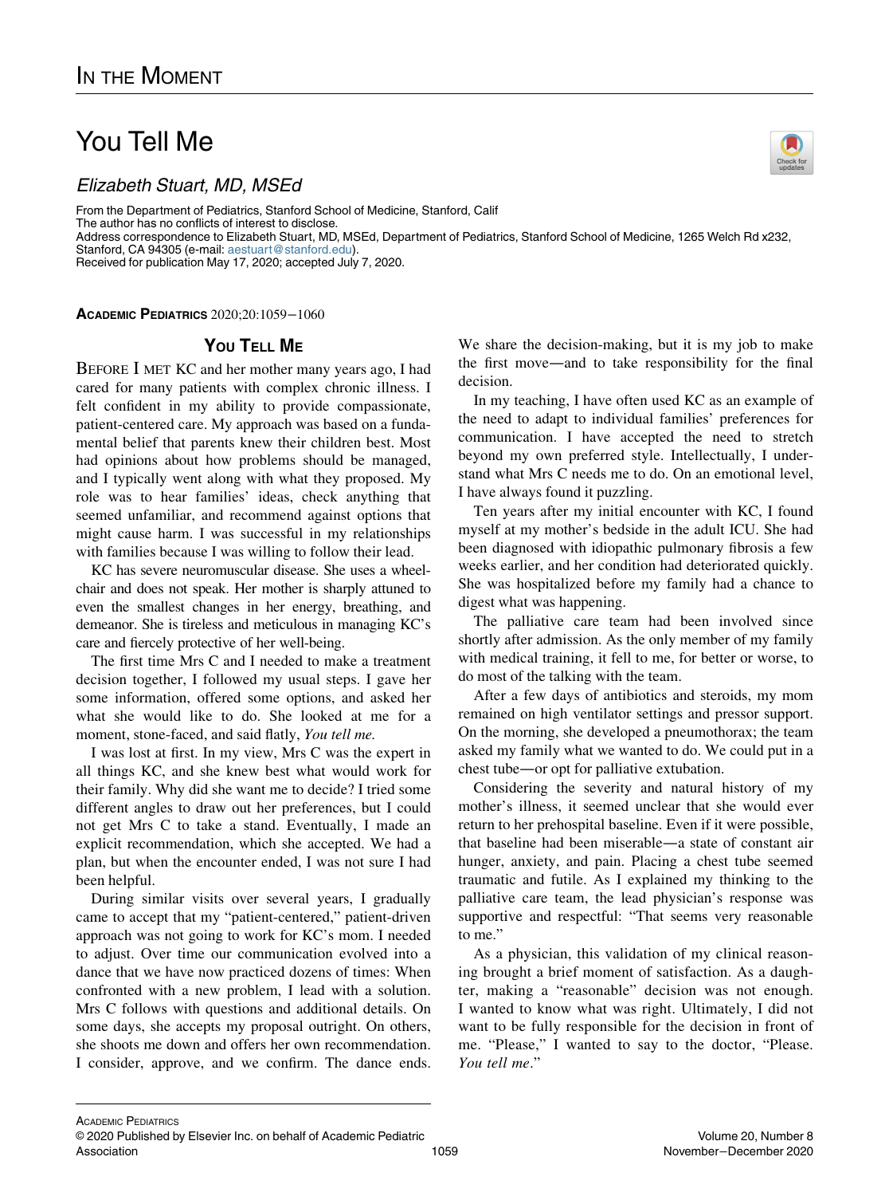# In the Moment

# You Tell Me

*Elizabeth Stuart, MD, MSEd*

From the Department of Pediatrics, Stanford School of Medicine, Stanford, Calif
The author has no conflicts of interest to disclose.
Address correspondence to Elizabeth Stuart, MD, MSEd, Department of Pediatrics, Stanford School of Medicine, 1265 Welch Rd x232, Stanford, CA 94305 (e-mail: aestuart@stanford.edu).
Received for publication May 17, 2020; accepted July 7, 2020.

**Academic Pediatrics** 2020;20:1059−1060

## You Tell Me

Before I met KC and her mother many years ago, I had cared for many patients with complex chronic illness. I felt confident in my ability to provide compassionate, patient-centered care. My approach was based on a fundamental belief that parents knew their children best. Most had opinions about how problems should be managed, and I typically went along with what they proposed. My role was to hear families' ideas, check anything that seemed unfamiliar, and recommend against options that might cause harm. I was successful in my relationships with families because I was willing to follow their lead.

KC has severe neuromuscular disease. She uses a wheelchair and does not speak. Her mother is sharply attuned to even the smallest changes in her energy, breathing, and demeanor. She is tireless and meticulous in managing KC's care and fiercely protective of her well-being.

The first time Mrs C and I needed to make a treatment decision together, I followed my usual steps. I gave her some information, offered some options, and asked her what she would like to do. She looked at me for a moment, stone-faced, and said flatly, *You tell me.*

I was lost at first. In my view, Mrs C was the expert in all things KC, and she knew best what would work for their family. Why did she want me to decide? I tried some different angles to draw out her preferences, but I could not get Mrs C to take a stand. Eventually, I made an explicit recommendation, which she accepted. We had a plan, but when the encounter ended, I was not sure I had been helpful.

During similar visits over several years, I gradually came to accept that my "patient-centered," patient-driven approach was not going to work for KC's mom. I needed to adjust. Over time our communication evolved into a dance that we have now practiced dozens of times: When confronted with a new problem, I lead with a solution. Mrs C follows with questions and additional details. On some days, she accepts my proposal outright. On others, she shoots me down and offers her own recommendation. I consider, approve, and we confirm. The dance ends. We share the decision-making, but it is my job to make the first move—and to take responsibility for the final decision.

In my teaching, I have often used KC as an example of the need to adapt to individual families' preferences for communication. I have accepted the need to stretch beyond my own preferred style. Intellectually, I understand what Mrs C needs me to do. On an emotional level, I have always found it puzzling.

Ten years after my initial encounter with KC, I found myself at my mother's bedside in the adult ICU. She had been diagnosed with idiopathic pulmonary fibrosis a few weeks earlier, and her condition had deteriorated quickly. She was hospitalized before my family had a chance to digest what was happening.

The palliative care team had been involved since shortly after admission. As the only member of my family with medical training, it fell to me, for better or worse, to do most of the talking with the team.

After a few days of antibiotics and steroids, my mom remained on high ventilator settings and pressor support. On the morning, she developed a pneumothorax; the team asked my family what we wanted to do. We could put in a chest tube—or opt for palliative extubation.

Considering the severity and natural history of my mother's illness, it seemed unclear that she would ever return to her prehospital baseline. Even if it were possible, that baseline had been miserable—a state of constant air hunger, anxiety, and pain. Placing a chest tube seemed traumatic and futile. As I explained my thinking to the palliative care team, the lead physician's response was supportive and respectful: "That seems very reasonable to me."

As a physician, this validation of my clinical reasoning brought a brief moment of satisfaction. As a daughter, making a "reasonable" decision was not enough. I wanted to know what was right. Ultimately, I did not want to be fully responsible for the decision in front of me. "Please," I wanted to say to the doctor, "Please. *You tell me*."

© 2020 Published by Elsevier Inc. on behalf of Academic Pediatric Association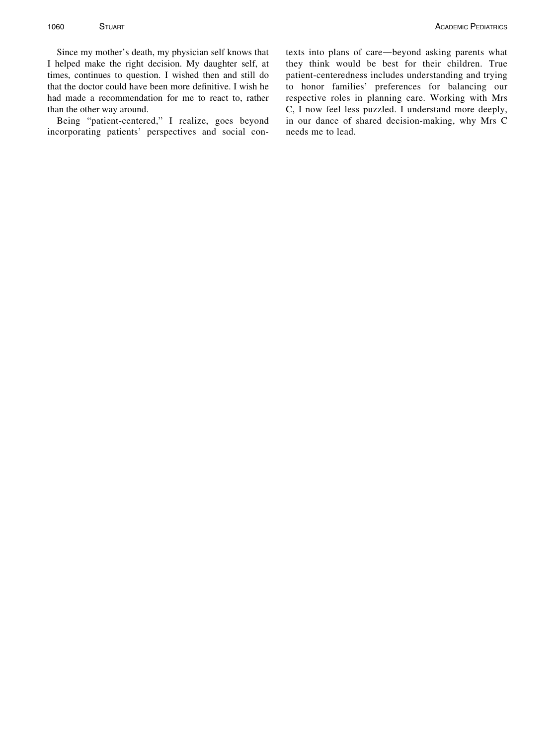Since my mother's death, my physician self knows that I helped make the right decision. My daughter self, at times, continues to question. I wished then and still do that the doctor could have been more definitive. I wish he had made a recommendation for me to react to, rather than the other way around.

Being "patient-centered," I realize, goes beyond incorporating patients' perspectives and social contexts into plans of care—beyond asking parents what they think would be best for their children. True patient-centeredness includes understanding and trying to honor families' preferences for balancing our respective roles in planning care. Working with Mrs C, I now feel less puzzled. I understand more deeply, in our dance of shared decision-making, why Mrs C needs me to lead.